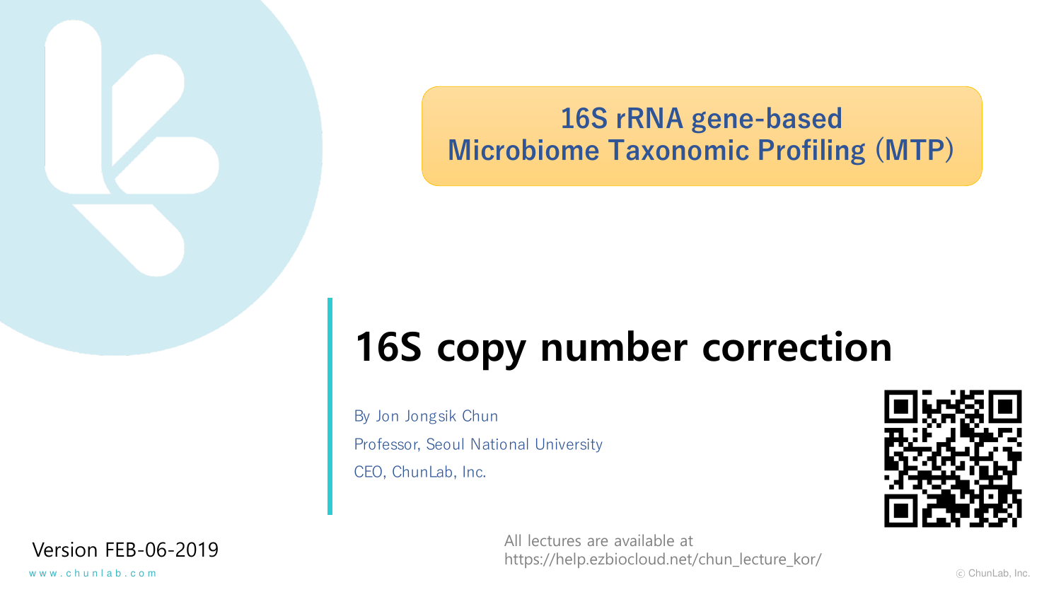**16S rRNA gene-based**
**Microbiome Taxonomic Profiling (MTP)**

# 16S copy number correction

By Jon Jongsik Chun

Professor, Seoul National University

CEO, ChunLab, Inc.

Version FEB-06-2019

All lectures are available at
https://help.ezbiocloud.net/chun_lecture_kor/

www.chunlab.com

ⓒ ChunLab, Inc.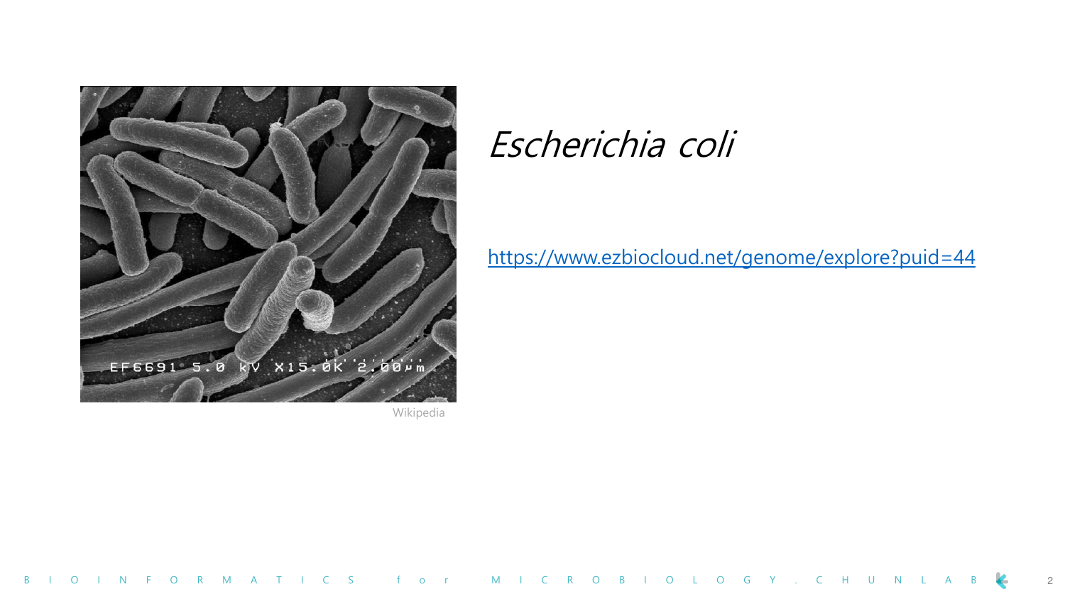Wikipedia

# *Escherichia coli*

https://www.ezbiocloud.net/genome/explore?puid=44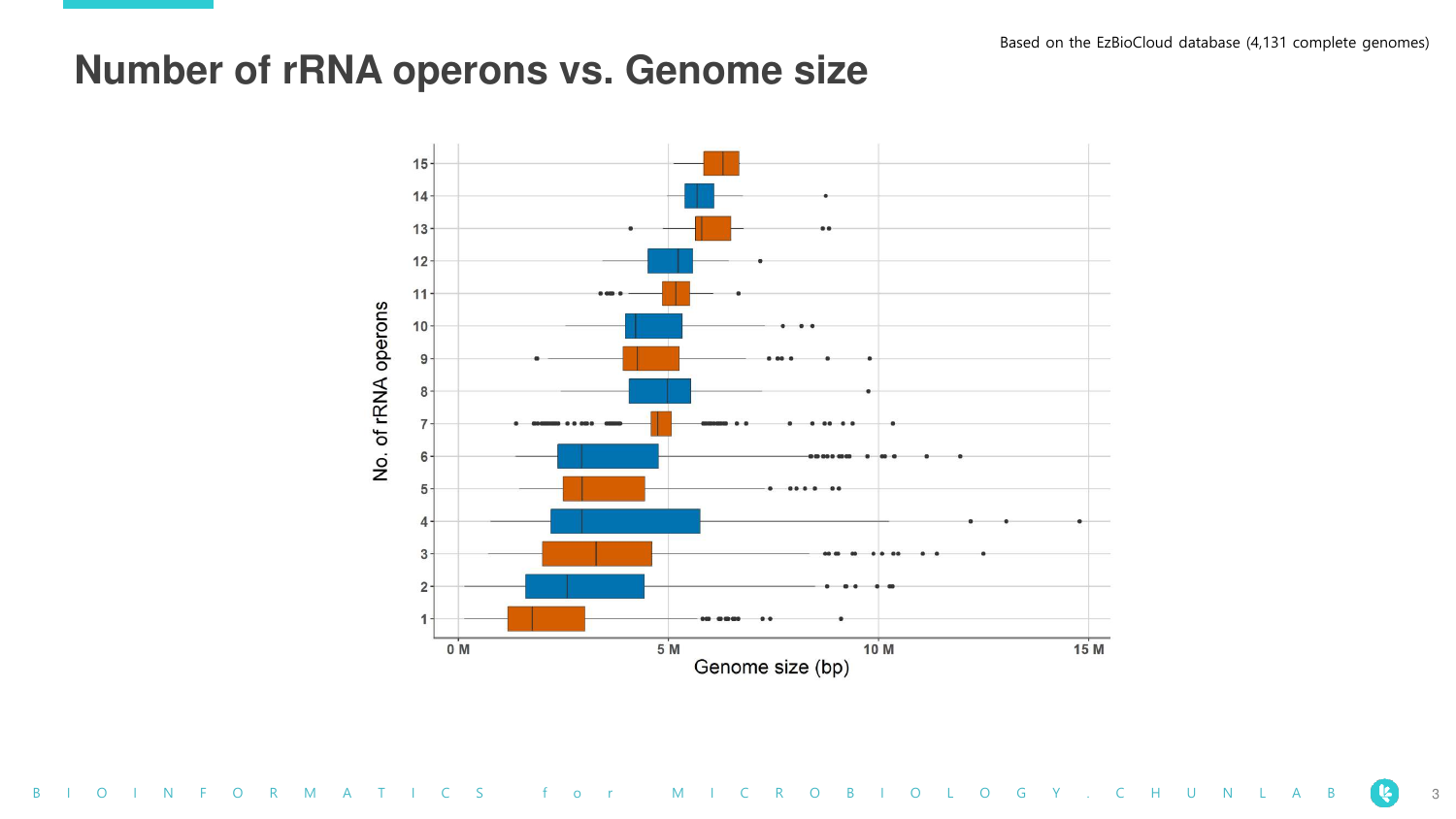# Number of rRNA operons vs. Genome size

Based on the EzBioCloud database (4,131 complete genomes)

No. of rRNA operons

15
14
13
12
11
10
9
8
7
6
5
4
3
2
1

0 M
5 M
10 M
15 M

Genome size (bp)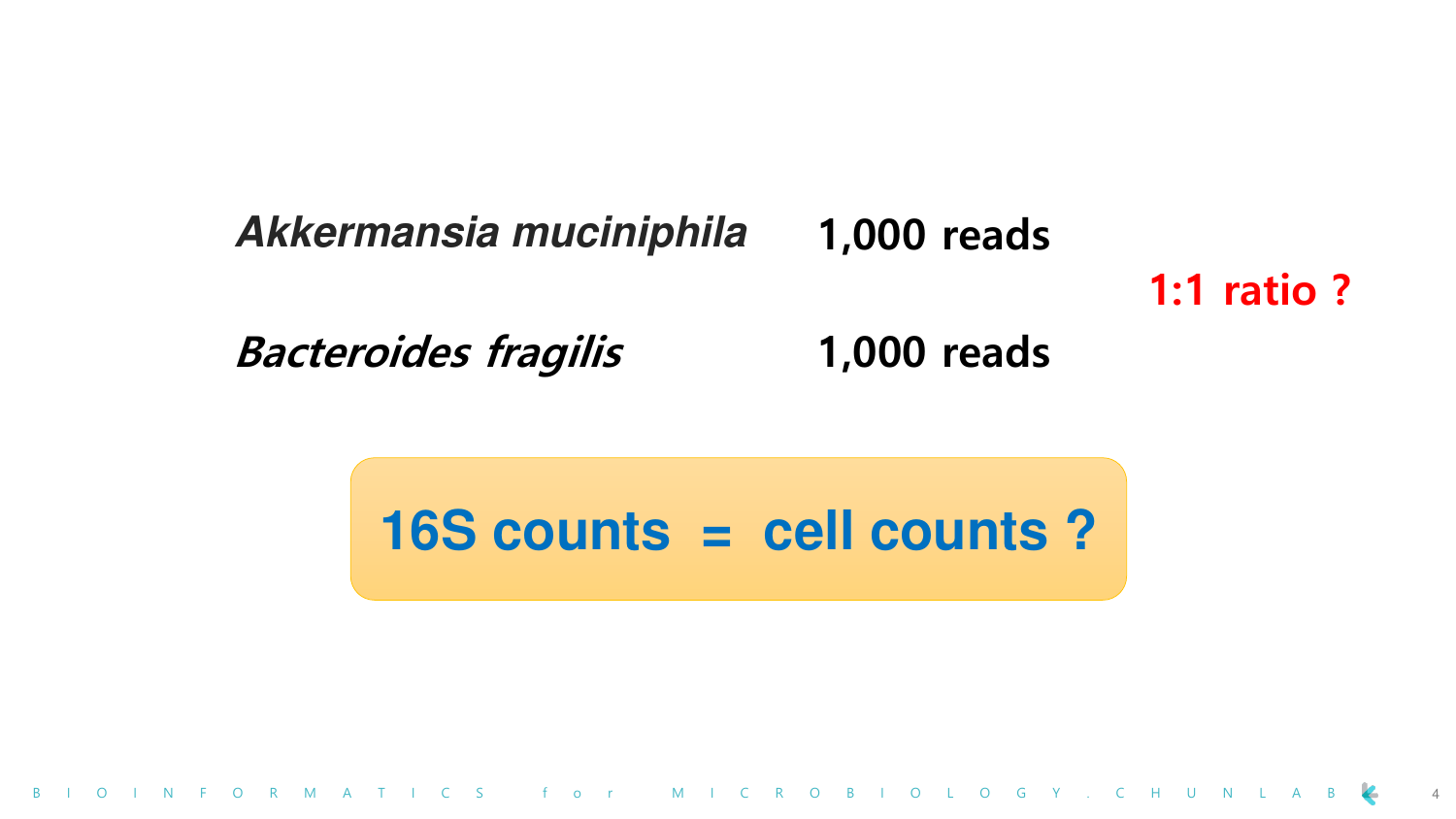| | |
|---|---|
| ***Akkermansia muciniphila*** | **1,000 reads** |
| ***Bacteroides fragilis*** | **1,000 reads** |

**1:1 ratio ?**

**16S counts = cell counts ?**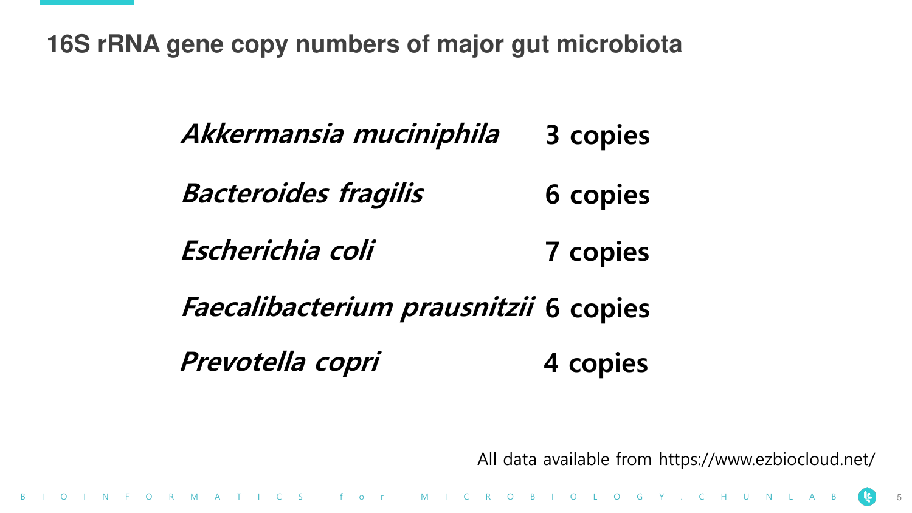## 16S rRNA gene copy numbers of major gut microbiota

| | |
|---|---|
| *Akkermansia muciniphila* | **3 copies** |
| *Bacteroides fragilis* | **6 copies** |
| *Escherichia coli* | **7 copies** |
| *Faecalibacterium prausnitzii* | **6 copies** |
| *Prevotella copri* | **4 copies** |

All data available from https://www.ezbiocloud.net/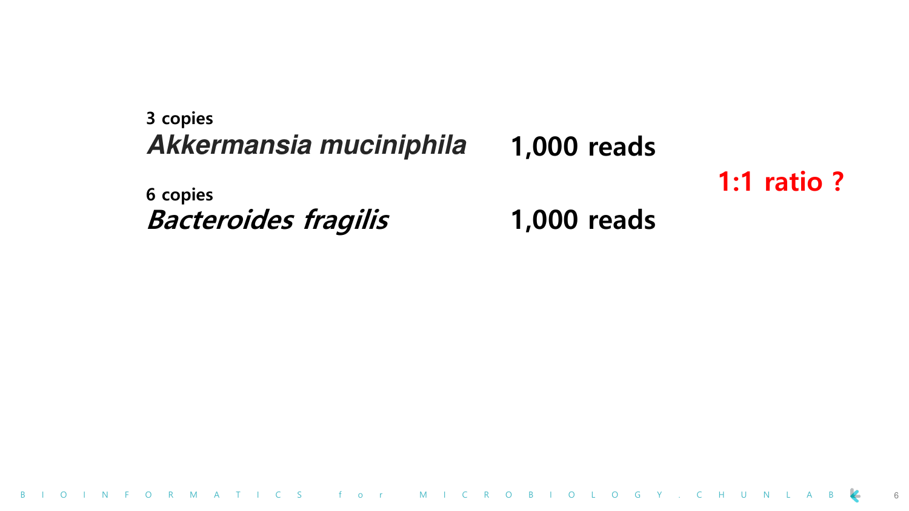3 copies
***Akkermansia muciniphila*** **1,000 reads**

6 copies
***Bacteroides fragilis*** **1,000 reads**

**1:1 ratio ?**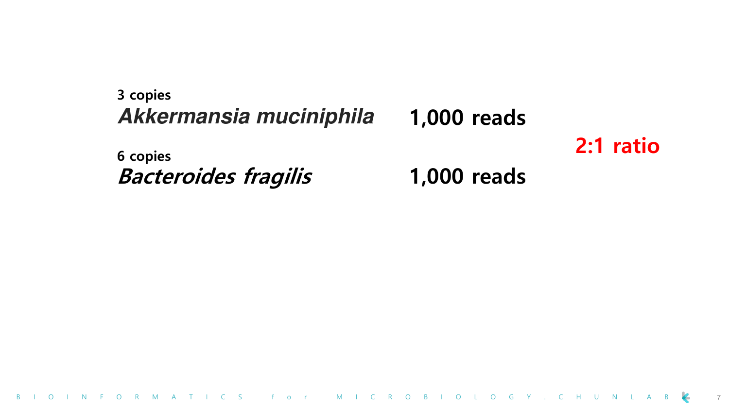3 copies
***Akkermansia muciniphila*** **1,000 reads**

6 copies
***Bacteroides fragilis*** **1,000 reads**

**2:1 ratio**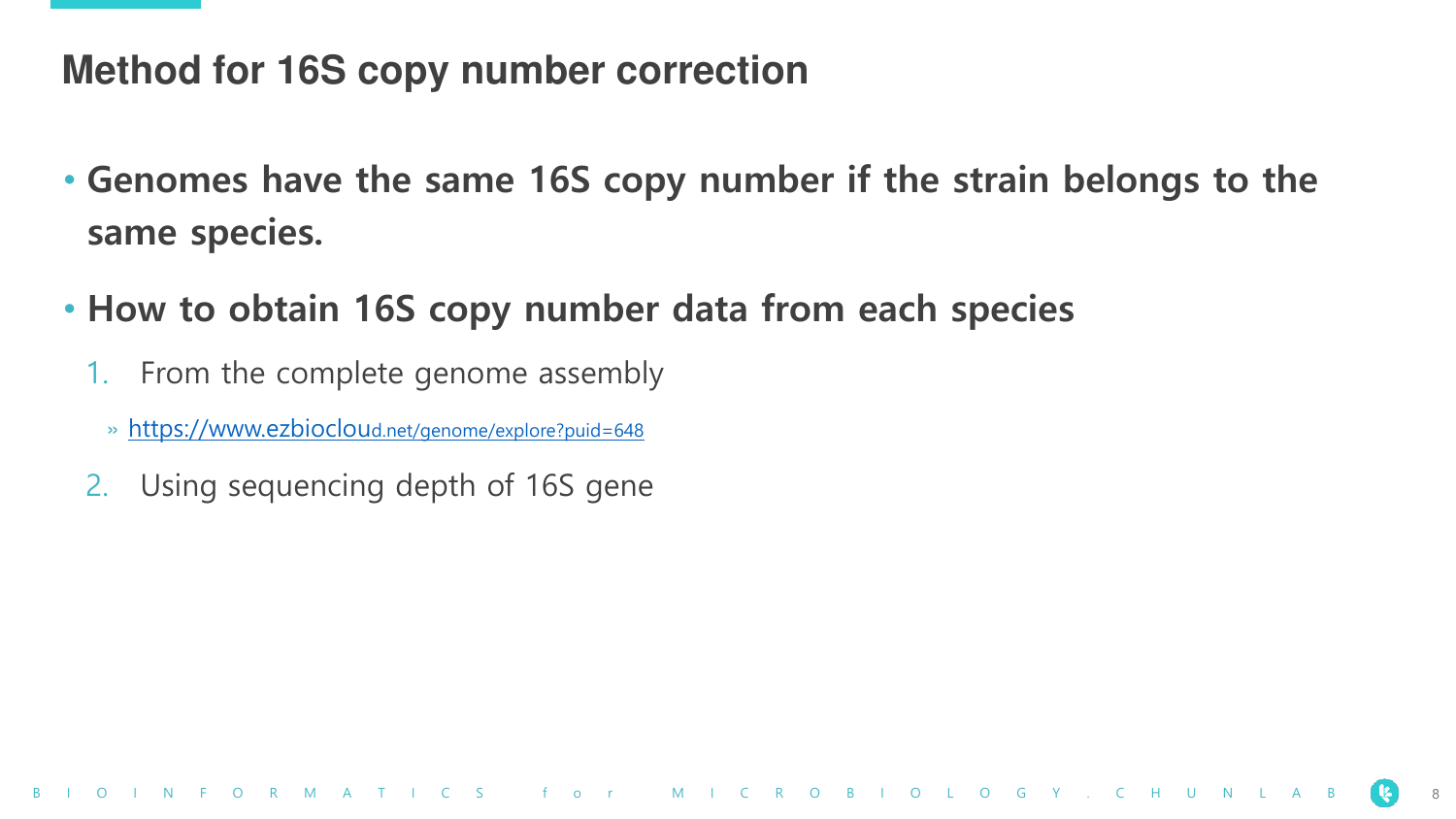# Method for 16S copy number correction

- **Genomes have the same 16S copy number if the strain belongs to the same species.**
- **How to obtain 16S copy number data from each species**
  1. From the complete genome assembly
     - » https://www.ezbiocloud.net/genome/explore?puid=648
  2. Using sequencing depth of 16S gene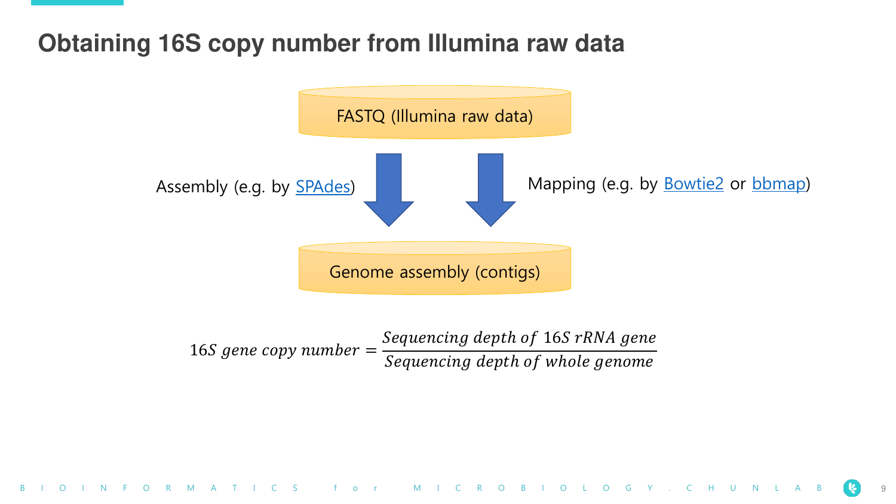# Obtaining 16S copy number from Illumina raw data

FASTQ (Illumina raw data)

Assembly (e.g. by SPAdes)

Mapping (e.g. by Bowtie2 or bbmap)

Genome assembly (contigs)

$$16S\ gene\ copy\ number = \frac{Sequencing\ depth\ of\ 16S\ rRNA\ gene}{Sequencing\ depth\ of\ whole\ genome}$$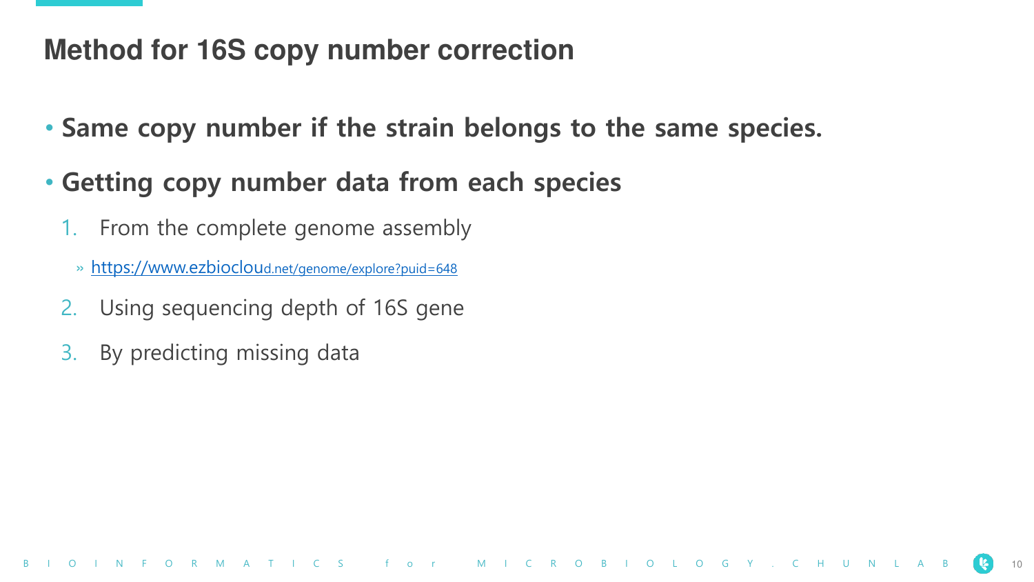# Method for 16S copy number correction

- **Same copy number if the strain belongs to the same species.**
- **Getting copy number data from each species**
  1. From the complete genome assembly
     - https://www.ezbiocloud.net/genome/explore?puid=648
  2. Using sequencing depth of 16S gene
  3. By predicting missing data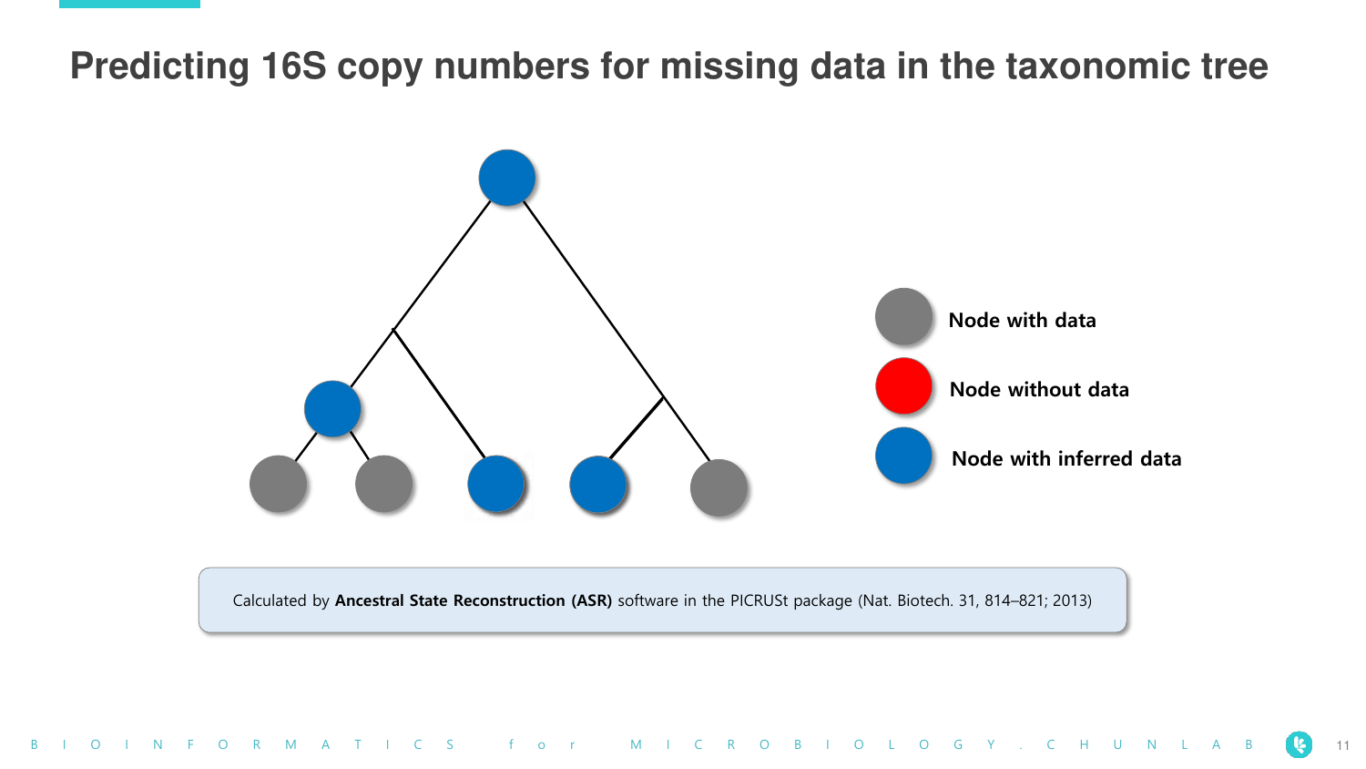# Predicting 16S copy numbers for missing data in the taxonomic tree

Node with data

Node without data

Node with inferred data

Calculated by **Ancestral State Reconstruction (ASR)** software in the PICRUSt package (Nat. Biotech. 31, 814–821; 2013)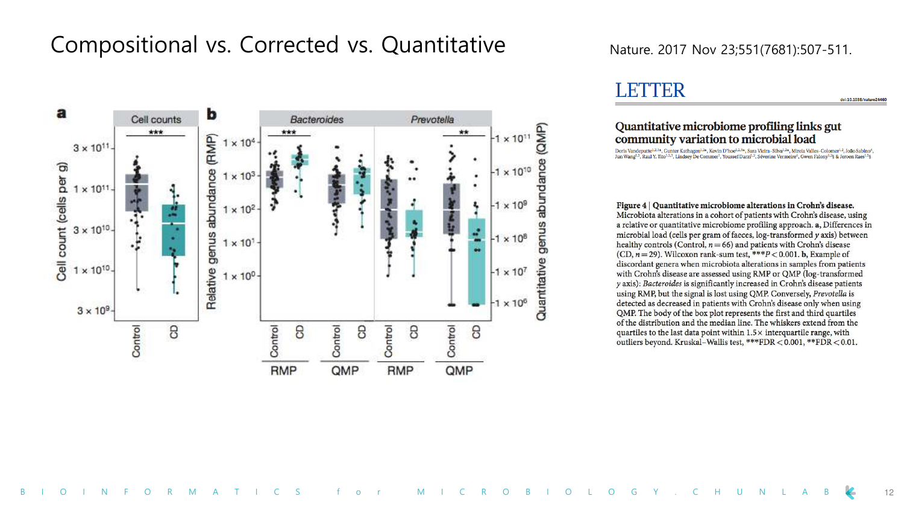# Compositional vs. Corrected vs. Quantitative

Nature. 2017 Nov 23;551(7681):507-511.

LETTER

## Quantitative microbiome profiling links gut community variation to microbial load

Doris Vandeputte, Gunter Kathagen, Kevin D'hoe, Sara Vieira-Silva, Mireia Valles-Colomer, João Sabino, Jun Wang, Raul Y. Tito, Lindsey De Commer, Youssef Darzi, Séverine Vermeire, Gwen Falony & Jeroen Raes

**Figure 4 | Quantitative microbiome alterations in Crohn's disease.** Microbiota alterations in a cohort of patients with Crohn's disease, using a relative or quantitative microbiome profiling approach. **a**, Differences in microbial load (cells per gram of faeces, log-transformed *y* axis) between healthy controls (Control, $n = 66$) and patients with Crohn's disease (CD, $n = 29$). Wilcoxon rank-sum test, $***P < 0.001$. **b**, Example of discordant genera when microbiota alterations in samples from patients with Crohn's disease are assessed using RMP or QMP (log-transformed *y* axis): *Bacteroides* is significantly increased in Crohn's disease patients using RMP, but the signal is lost using QMP. Conversely, *Prevotella* is detected as decreased in patients with Crohn's disease only when using QMP. The body of the box plot represents the first and third quartiles of the distribution and the median line. The whiskers extend from the quartiles to the last data point within 1.5× interquartile range, with outliers beyond. Kruskal–Wallis test, $***FDR < 0.001$, $**FDR < 0.01$.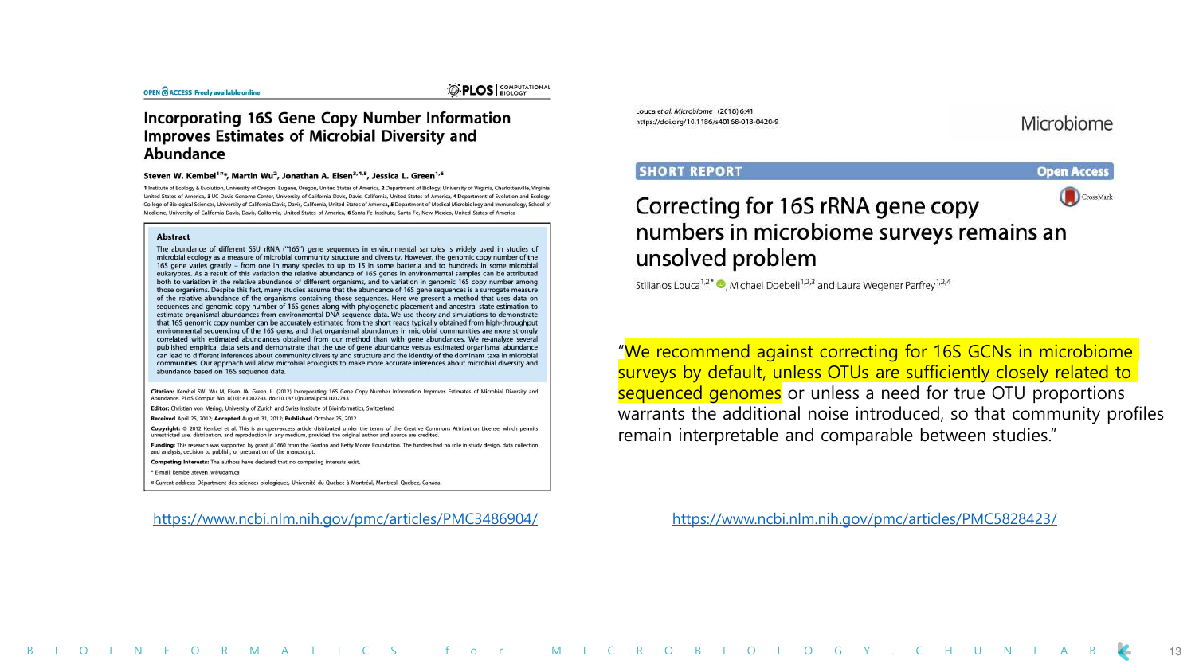OPEN ACCESS Freely available online

PLOS | COMPUTATIONAL BIOLOGY

## Incorporating 16S Gene Copy Number Information Improves Estimates of Microbial Diversity and Abundance

**Steven W. Kembel[1]\*¤, Martin Wu[2], Jonathan A. Eisen[3,4,5], Jessica L. Green[1,6]**

1 Institute of Ecology & Evolution, University of Oregon, Eugene, Oregon, United States of America, 2 Department of Biology, University of Virginia, Charlottesville, Virginia, United States of America, 3 UC Davis Genome Center, University of California Davis, Davis, California, United States of America, 4 Department of Evolution and Ecology, College of Biological Sciences, University of California Davis, Davis, California, United States of America, 5 Department of Medical Microbiology and Immunology, School of Medicine, University of California Davis, Davis, California, United States of America, 6 Santa Fe Institute, Santa Fe, New Mexico, United States of America

**Abstract**

The abundance of different SSU rRNA ("16S") gene sequences in environmental samples is widely used in studies of microbial ecology as a measure of microbial community structure and diversity. However, the genomic copy number of the 16S gene varies greatly – from one in many species to up to 15 in some bacteria and to hundreds in some microbial eukaryotes. As a result of this variation the relative abundance of 16S genes in environmental samples can be attributed both to variation in the relative abundance of different organisms, and to variation in genomic 16S copy number among those organisms. Despite this fact, many studies assume that the abundance of 16S gene sequences is a surrogate measure of the relative abundance of the organisms containing those sequences. Here we present a method that uses data on sequences and genomic copy number of 16S genes along with phylogenetic placement and ancestral state estimation to estimate organismal abundances from environmental DNA sequence data. We use theory and simulations to demonstrate that 16S genomic copy number can be accurately estimated from the short reads typically obtained from high-throughput environmental sequencing of the 16S gene, and that organismal abundances in microbial communities are more strongly correlated with estimated abundances obtained from our method than with gene abundances. We re-analyze several published empirical data sets and demonstrate that the use of gene abundance versus estimated organismal abundance can lead to different inferences about community diversity and structure and the identity of the dominant taxa in microbial communities. Our approach will allow microbial ecologists to make more accurate inferences about microbial diversity and abundance based on 16S sequence data.

**Citation:** Kembel SW, Wu M, Eisen JA, Green JL (2012) Incorporating 16S Gene Copy Number Information Improves Estimates of Microbial Diversity and Abundance. PLoS Comput Biol 8(10): e1002743. doi:10.1371/journal.pcbi.1002743

**Editor:** Christian von Mering, University of Zurich and Swiss Institute of Bioinformatics, Switzerland

**Received** April 25, 2012; **Accepted** August 31, 2012; **Published** October 25, 2012

**Copyright:** © 2012 Kembel et al. This is an open-access article distributed under the terms of the Creative Commons Attribution License, which permits unrestricted use, distribution, and reproduction in any medium, provided the original author and source are credited.

**Funding:** This research was supported by grant #1660 from the Gordon and Betty Moore Foundation. The funders had no role in study design, data collection and analysis, decision to publish, or preparation of the manuscript.

**Competing Interests:** The authors have declared that no competing interests exist.

\* E-mail: kembel.steven_w@uqam.ca

¤ Current address: Département des sciences biologiques, Université du Québec à Montréal, Montreal, Quebec, Canada.

https://www.ncbi.nlm.nih.gov/pmc/articles/PMC3486904/

Louca et al. Microbiome (2018) 6:41
https://doi.org/10.1186/s40168-018-0420-9

Microbiome

SHORT REPORT — Open Access

## Correcting for 16S rRNA gene copy numbers in microbiome surveys remains an unsolved problem

Stilianos Louca[1,2]\*, Michael Doebeli[1,2,3] and Laura Wegener Parfrey[1,2,4]

"We recommend against correcting for 16S GCNs in microbiome surveys by default, unless OTUs are sufficiently closely related to sequenced genomes or unless a need for true OTU proportions warrants the additional noise introduced, so that community profiles remain interpretable and comparable between studies."

https://www.ncbi.nlm.nih.gov/pmc/articles/PMC5828423/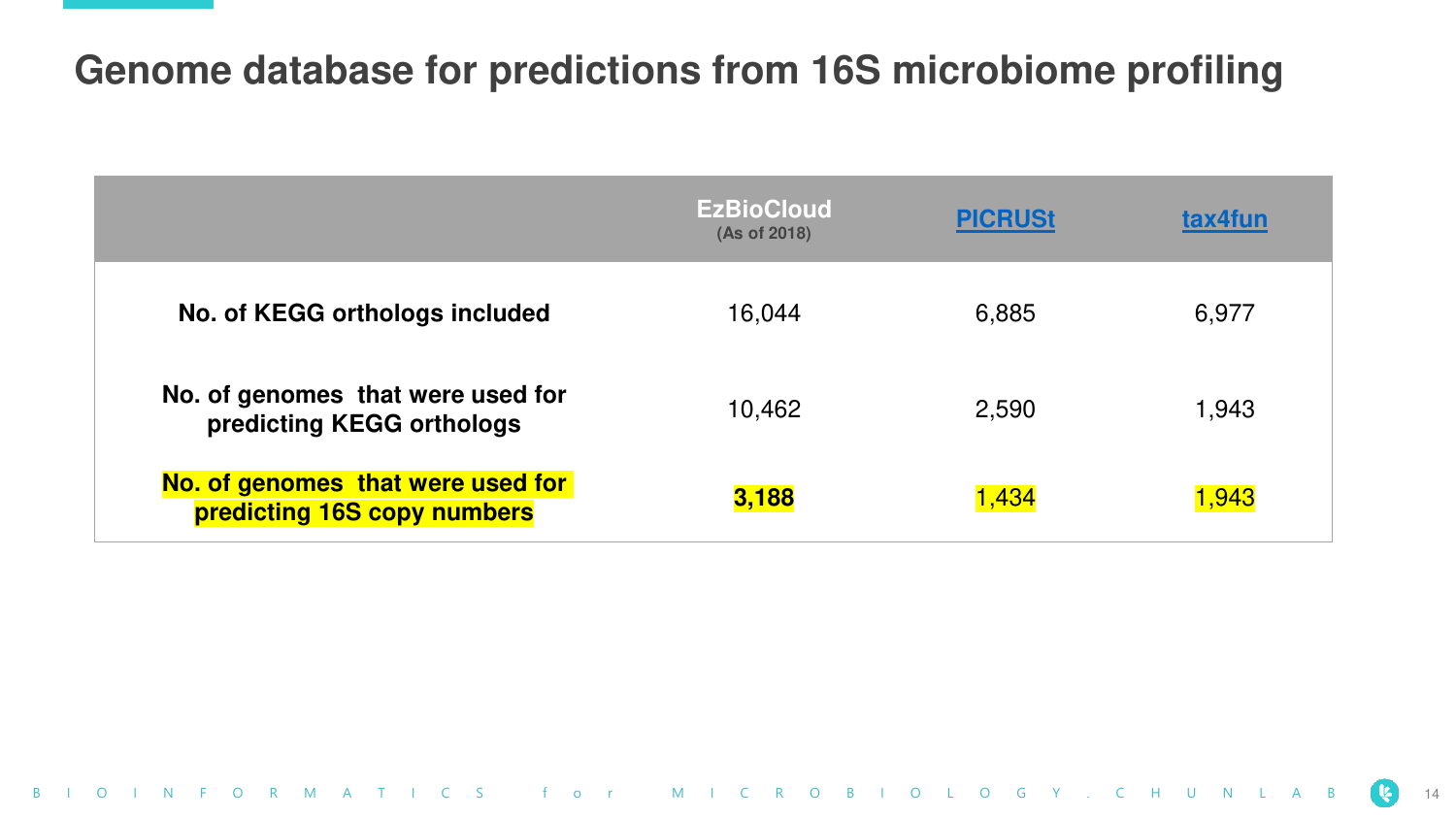# Genome database for predictions from 16S microbiome profiling

| | EzBioCloud (As of 2018) | PICRUSt | tax4fun |
|---|---|---|---|
| **No. of KEGG orthologs included** | 16,044 | 6,885 | 6,977 |
| **No. of genomes that were used for predicting KEGG orthologs** | 10,462 | 2,590 | 1,943 |
| **No. of genomes that were used for predicting 16S copy numbers** | **3,188** | 1,434 | 1,943 |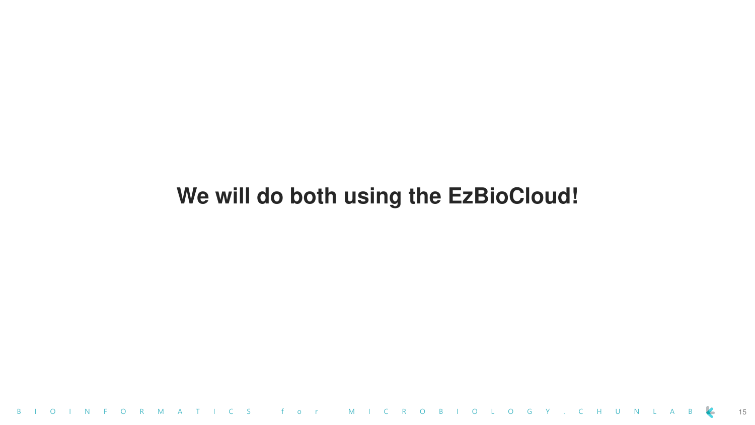**We will do both using the EzBioCloud!**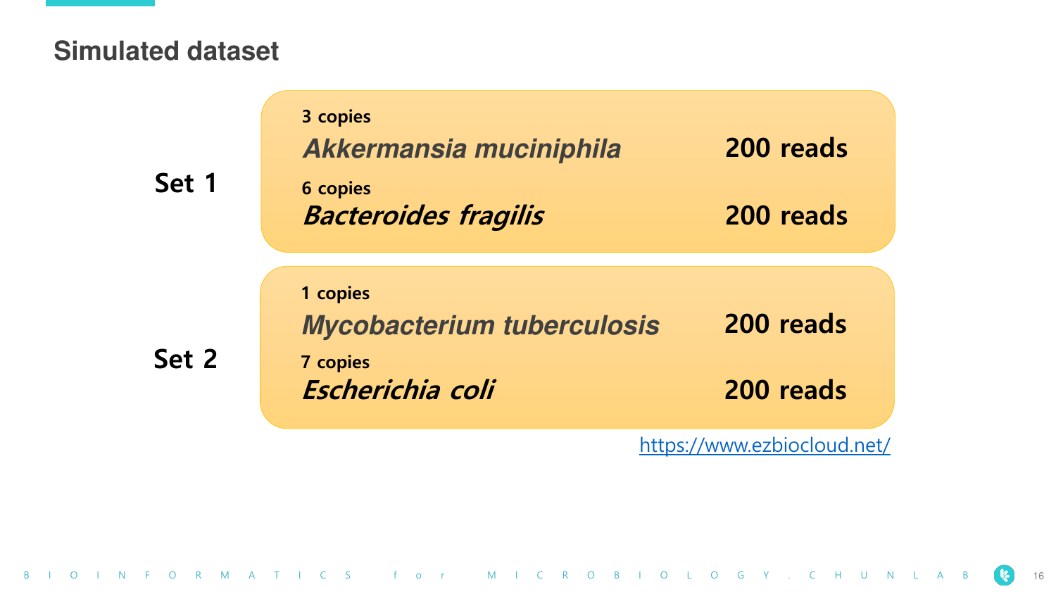## Simulated dataset

| | Copies | Organism | Reads |
|---|---|---|---|
| **Set 1** | 3 copies | *Akkermansia muciniphila* | 200 reads |
| | 6 copies | *Bacteroides fragilis* | 200 reads |
| **Set 2** | 1 copies | *Mycobacterium tuberculosis* | 200 reads |
| | 7 copies | *Escherichia coli* | 200 reads |

https://www.ezbiocloud.net/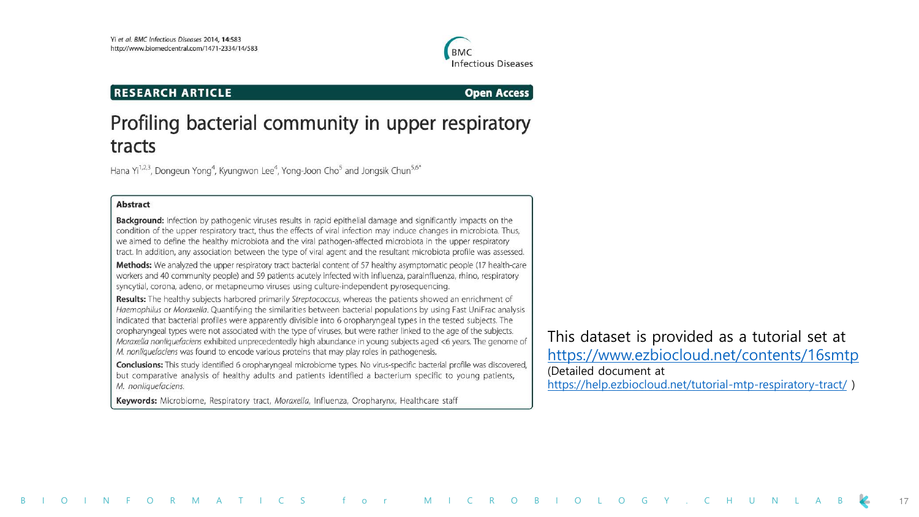Yi et al. BMC Infectious Diseases 2014, 14:583
http://www.biomedcentral.com/1471-2334/14/583

BMC Infectious Diseases

**RESEARCH ARTICLE** **Open Access**

# Profiling bacterial community in upper respiratory tracts

Hana Yi[1,2,3], Dongeun Yong[4], Kyungwon Lee[4], Yong-Joon Cho[5] and Jongsik Chun[5,6*]

**Abstract**

**Background:** Infection by pathogenic viruses results in rapid epithelial damage and significantly impacts on the condition of the upper respiratory tract, thus the effects of viral infection may induce changes in microbiota. Thus, we aimed to define the healthy microbiota and the viral pathogen-affected microbiota in the upper respiratory tract. In addition, any association between the type of viral agent and the resultant microbiota profile was assessed.

**Methods:** We analyzed the upper respiratory tract bacterial content of 57 healthy asymptomatic people (17 health-care workers and 40 community people) and 59 patients acutely infected with influenza, parainfluenza, rhino, respiratory syncytial, corona, adeno, or metapneumo viruses using culture-independent pyrosequencing.

**Results:** The healthy subjects harbored primarily *Streptococcus*, whereas the patients showed an enrichment of *Haemophilus* or *Moraxella*. Quantifying the similarities between bacterial populations by using Fast UniFrac analysis indicated that bacterial profiles were apparently divisible into 6 oropharyngeal types in the tested subjects. The oropharyngeal types were not associated with the type of viruses, but were rather linked to the age of the subjects. *Moraxella nonliquefaciens* exhibited unprecedentedly high abundance in young subjects aged <6 years. The genome of *M. nonliquefaciens* was found to encode various proteins that may play roles in pathogenesis.

**Conclusions:** This study identified 6 oropharyngeal microbiome types. No virus-specific bacterial profile was discovered, but comparative analysis of healthy adults and patients identified a bacterium specific to young patients, *M. nonliquefaciens*.

**Keywords:** Microbiome, Respiratory tract, *Moraxella*, Influenza, Oropharynx, Healthcare staff

This dataset is provided as a tutorial set at https://www.ezbiocloud.net/contents/16smtp
(Detailed document at https://help.ezbiocloud.net/tutorial-mtp-respiratory-tract/ )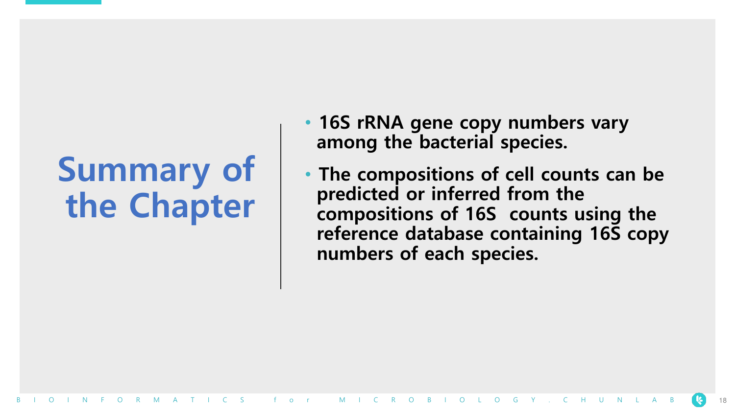# Summary of the Chapter

- **16S rRNA gene copy numbers vary among the bacterial species.**
- **The compositions of cell counts can be predicted or inferred from the compositions of 16S counts using the reference database containing 16S copy numbers of each species.**